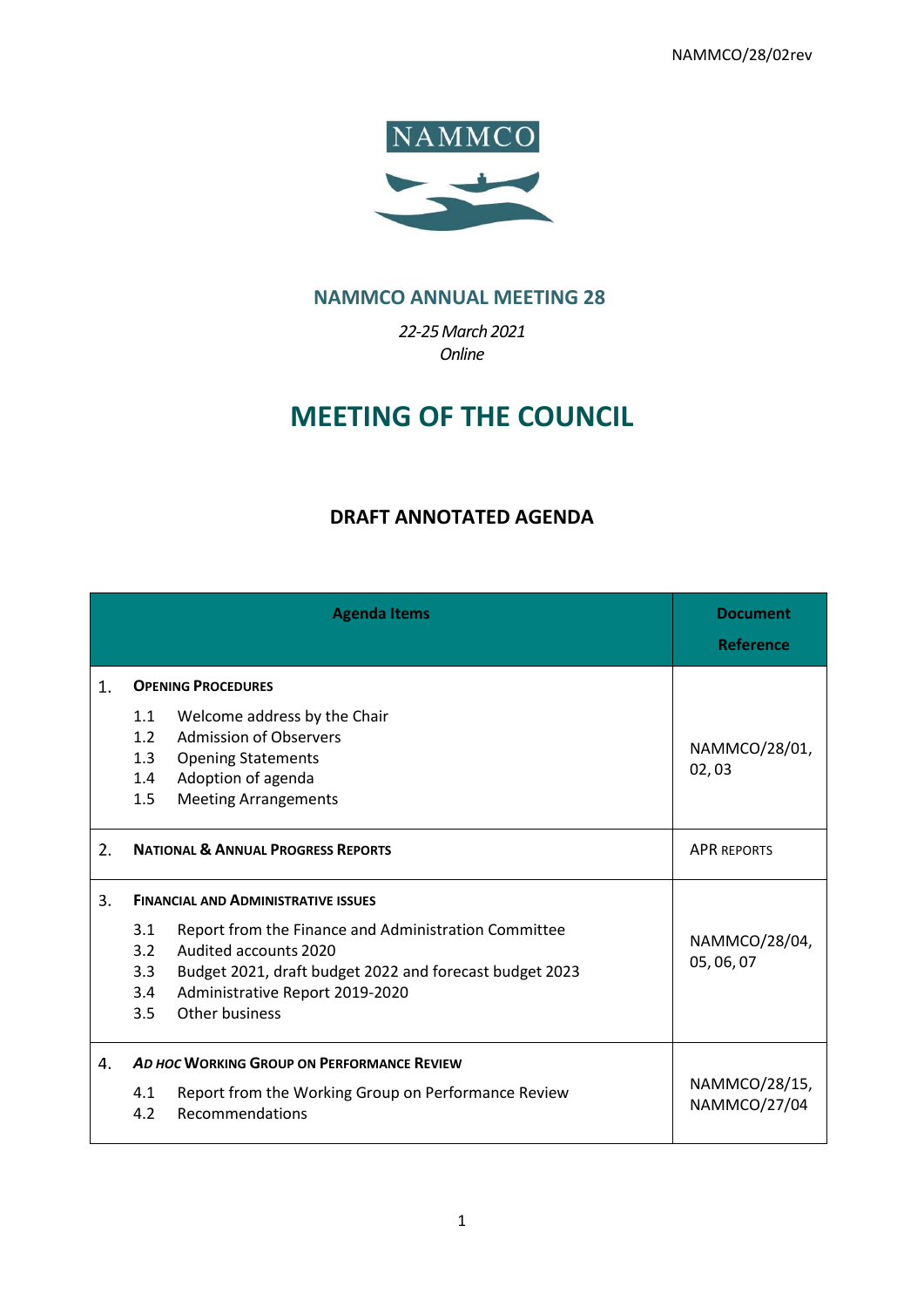NAMMCO/28/02rev

NAMMCO

## NAMMCO ANNUAL MEETING 28

*22-25 March 2021*
*Online*

# MEETING OF THE COUNCIL

## DRAFT ANNOTATED AGENDA

| Agenda Items | Document Reference |
|---|---|
| 1. **OPENING PROCEDURES**<br>1.1 Welcome address by the Chair<br>1.2 Admission of Observers<br>1.3 Opening Statements<br>1.4 Adoption of agenda<br>1.5 Meeting Arrangements | NAMMCO/28/01, 02, 03 |
| 2. **NATIONAL & ANNUAL PROGRESS REPORTS** | APR REPORTS |
| 3. **FINANCIAL AND ADMINISTRATIVE ISSUES**<br>3.1 Report from the Finance and Administration Committee<br>3.2 Audited accounts 2020<br>3.3 Budget 2021, draft budget 2022 and forecast budget 2023<br>3.4 Administrative Report 2019-2020<br>3.5 Other business | NAMMCO/28/04, 05, 06, 07 |
| 4. ***AD HOC* WORKING GROUP ON PERFORMANCE REVIEW**<br>4.1 Report from the Working Group on Performance Review<br>4.2 Recommendations | NAMMCO/28/15, NAMMCO/27/04 |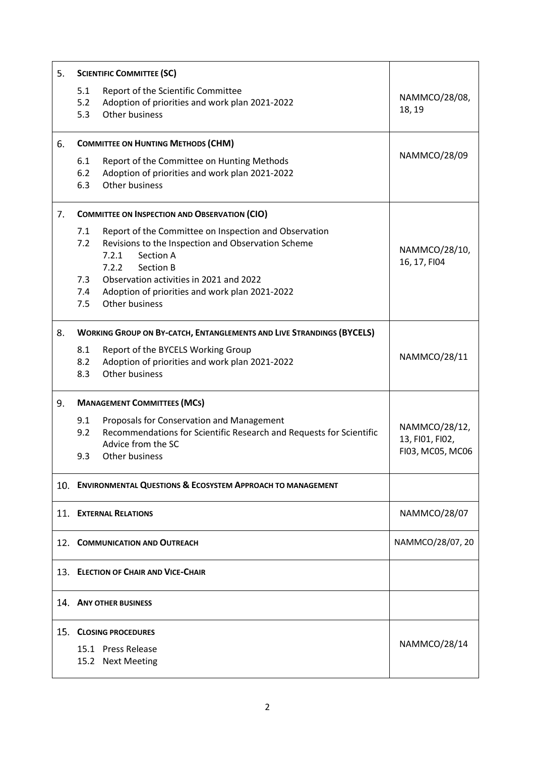| | |
|---|---|
| 5. **SCIENTIFIC COMMITTEE (SC)**<br>5.1 Report of the Scientific Committee<br>5.2 Adoption of priorities and work plan 2021-2022<br>5.3 Other business | NAMMCO/28/08, 18, 19 |
| 6. **COMMITTEE ON HUNTING METHODS (CHM)**<br>6.1 Report of the Committee on Hunting Methods<br>6.2 Adoption of priorities and work plan 2021-2022<br>6.3 Other business | NAMMCO/28/09 |
| 7. **COMMITTEE ON INSPECTION AND OBSERVATION (CIO)**<br>7.1 Report of the Committee on Inspection and Observation<br>7.2 Revisions to the Inspection and Observation Scheme<br>7.2.1 Section A<br>7.2.2 Section B<br>7.3 Observation activities in 2021 and 2022<br>7.4 Adoption of priorities and work plan 2021-2022<br>7.5 Other business | NAMMCO/28/10, 16, 17, FI04 |
| 8. **WORKING GROUP ON BY-CATCH, ENTANGLEMENTS AND LIVE STRANDINGS (BYCELS)**<br>8.1 Report of the BYCELS Working Group<br>8.2 Adoption of priorities and work plan 2021-2022<br>8.3 Other business | NAMMCO/28/11 |
| 9. **MANAGEMENT COMMITTEES (MCS)**<br>9.1 Proposals for Conservation and Management<br>9.2 Recommendations for Scientific Research and Requests for Scientific Advice from the SC<br>9.3 Other business | NAMMCO/28/12, 13, FI01, FI02, FI03, MC05, MC06 |
| 10. **ENVIRONMENTAL QUESTIONS & ECOSYSTEM APPROACH TO MANAGEMENT** | |
| 11. **EXTERNAL RELATIONS** | NAMMCO/28/07 |
| 12. **COMMUNICATION AND OUTREACH** | NAMMCO/28/07, 20 |
| 13. **ELECTION OF CHAIR AND VICE-CHAIR** | |
| 14. **ANY OTHER BUSINESS** | |
| 15. **CLOSING PROCEDURES**<br>15.1 Press Release<br>15.2 Next Meeting | NAMMCO/28/14 |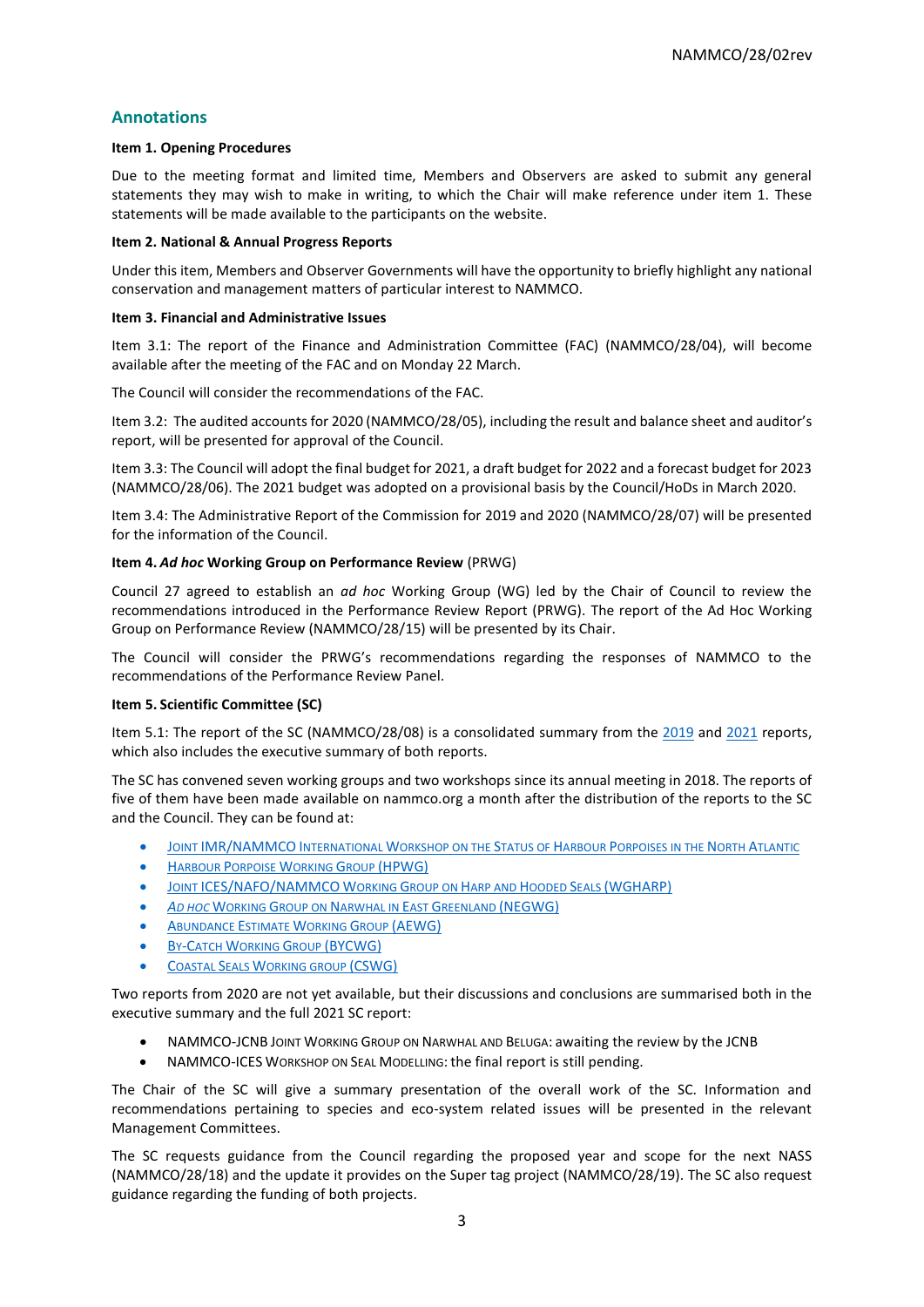## Annotations

**Item 1. Opening Procedures**

Due to the meeting format and limited time, Members and Observers are asked to submit any general statements they may wish to make in writing, to which the Chair will make reference under item 1. These statements will be made available to the participants on the website.

**Item 2. National & Annual Progress Reports**

Under this item, Members and Observer Governments will have the opportunity to briefly highlight any national conservation and management matters of particular interest to NAMMCO.

**Item 3. Financial and Administrative Issues**

Item 3.1: The report of the Finance and Administration Committee (FAC) (NAMMCO/28/04), will become available after the meeting of the FAC and on Monday 22 March.

The Council will consider the recommendations of the FAC.

Item 3.2: The audited accounts for 2020 (NAMMCO/28/05), including the result and balance sheet and auditor's report, will be presented for approval of the Council.

Item 3.3: The Council will adopt the final budget for 2021, a draft budget for 2022 and a forecast budget for 2023 (NAMMCO/28/06). The 2021 budget was adopted on a provisional basis by the Council/HoDs in March 2020.

Item 3.4: The Administrative Report of the Commission for 2019 and 2020 (NAMMCO/28/07) will be presented for the information of the Council.

**Item 4. *Ad hoc* Working Group on Performance Review** (PRWG)

Council 27 agreed to establish an *ad hoc* Working Group (WG) led by the Chair of Council to review the recommendations introduced in the Performance Review Report (PRWG). The report of the Ad Hoc Working Group on Performance Review (NAMMCO/28/15) will be presented by its Chair.

The Council will consider the PRWG's recommendations regarding the responses of NAMMCO to the recommendations of the Performance Review Panel.

**Item 5. Scientific Committee (SC)**

Item 5.1: The report of the SC (NAMMCO/28/08) is a consolidated summary from the 2019 and 2021 reports, which also includes the executive summary of both reports.

The SC has convened seven working groups and two workshops since its annual meeting in 2018. The reports of five of them have been made available on nammco.org a month after the distribution of the reports to the SC and the Council. They can be found at:

- Joint IMR/NAMMCO International Workshop on the Status of Harbour Porpoises in the North Atlantic
- Harbour Porpoise Working Group (HPWG)
- Joint ICES/NAFO/NAMMCO Working Group on Harp and Hooded Seals (WGHARP)
- *Ad hoc* Working Group on Narwhal in East Greenland (NEGWG)
- Abundance Estimate Working Group (AEWG)
- By-Catch Working Group (BYCWG)
- Coastal Seals Working group (CSWG)

Two reports from 2020 are not yet available, but their discussions and conclusions are summarised both in the executive summary and the full 2021 SC report:

- NAMMCO-JCNB Joint Working Group on Narwhal and Beluga: awaiting the review by the JCNB
- NAMMCO-ICES Workshop on Seal Modelling: the final report is still pending.

The Chair of the SC will give a summary presentation of the overall work of the SC. Information and recommendations pertaining to species and eco-system related issues will be presented in the relevant Management Committees.

The SC requests guidance from the Council regarding the proposed year and scope for the next NASS (NAMMCO/28/18) and the update it provides on the Super tag project (NAMMCO/28/19). The SC also request guidance regarding the funding of both projects.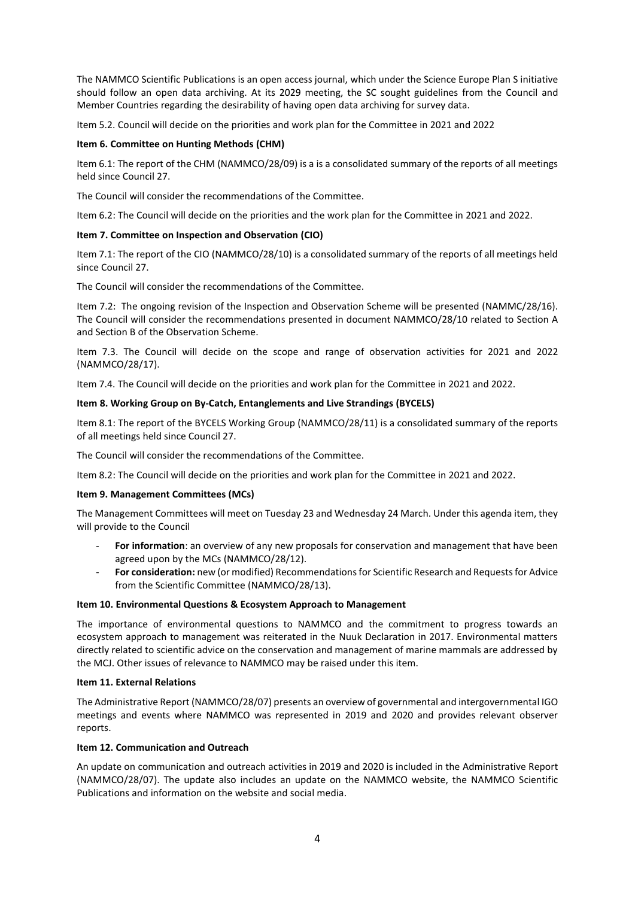The NAMMCO Scientific Publications is an open access journal, which under the Science Europe Plan S initiative should follow an open data archiving. At its 2029 meeting, the SC sought guidelines from the Council and Member Countries regarding the desirability of having open data archiving for survey data.

Item 5.2. Council will decide on the priorities and work plan for the Committee in 2021 and 2022

**Item 6. Committee on Hunting Methods (CHM)**

Item 6.1: The report of the CHM (NAMMCO/28/09) is a is a consolidated summary of the reports of all meetings held since Council 27.

The Council will consider the recommendations of the Committee.

Item 6.2: The Council will decide on the priorities and the work plan for the Committee in 2021 and 2022.

**Item 7. Committee on Inspection and Observation (CIO)**

Item 7.1: The report of the CIO (NAMMCO/28/10) is a consolidated summary of the reports of all meetings held since Council 27.

The Council will consider the recommendations of the Committee.

Item 7.2: The ongoing revision of the Inspection and Observation Scheme will be presented (NAMMC/28/16). The Council will consider the recommendations presented in document NAMMCO/28/10 related to Section A and Section B of the Observation Scheme.

Item 7.3. The Council will decide on the scope and range of observation activities for 2021 and 2022 (NAMMCO/28/17).

Item 7.4. The Council will decide on the priorities and work plan for the Committee in 2021 and 2022.

**Item 8. Working Group on By-Catch, Entanglements and Live Strandings (BYCELS)**

Item 8.1: The report of the BYCELS Working Group (NAMMCO/28/11) is a consolidated summary of the reports of all meetings held since Council 27.

The Council will consider the recommendations of the Committee.

Item 8.2: The Council will decide on the priorities and work plan for the Committee in 2021 and 2022.

**Item 9. Management Committees (MCs)**

The Management Committees will meet on Tuesday 23 and Wednesday 24 March. Under this agenda item, they will provide to the Council

- **For information**: an overview of any new proposals for conservation and management that have been agreed upon by the MCs (NAMMCO/28/12).
- **For consideration:** new (or modified) Recommendations for Scientific Research and Requests for Advice from the Scientific Committee (NAMMCO/28/13).

**Item 10. Environmental Questions & Ecosystem Approach to Management**

The importance of environmental questions to NAMMCO and the commitment to progress towards an ecosystem approach to management was reiterated in the Nuuk Declaration in 2017. Environmental matters directly related to scientific advice on the conservation and management of marine mammals are addressed by the MCJ. Other issues of relevance to NAMMCO may be raised under this item.

**Item 11. External Relations**

The Administrative Report (NAMMCO/28/07) presents an overview of governmental and intergovernmental IGO meetings and events where NAMMCO was represented in 2019 and 2020 and provides relevant observer reports.

**Item 12. Communication and Outreach**

An update on communication and outreach activities in 2019 and 2020 is included in the Administrative Report (NAMMCO/28/07). The update also includes an update on the NAMMCO website, the NAMMCO Scientific Publications and information on the website and social media.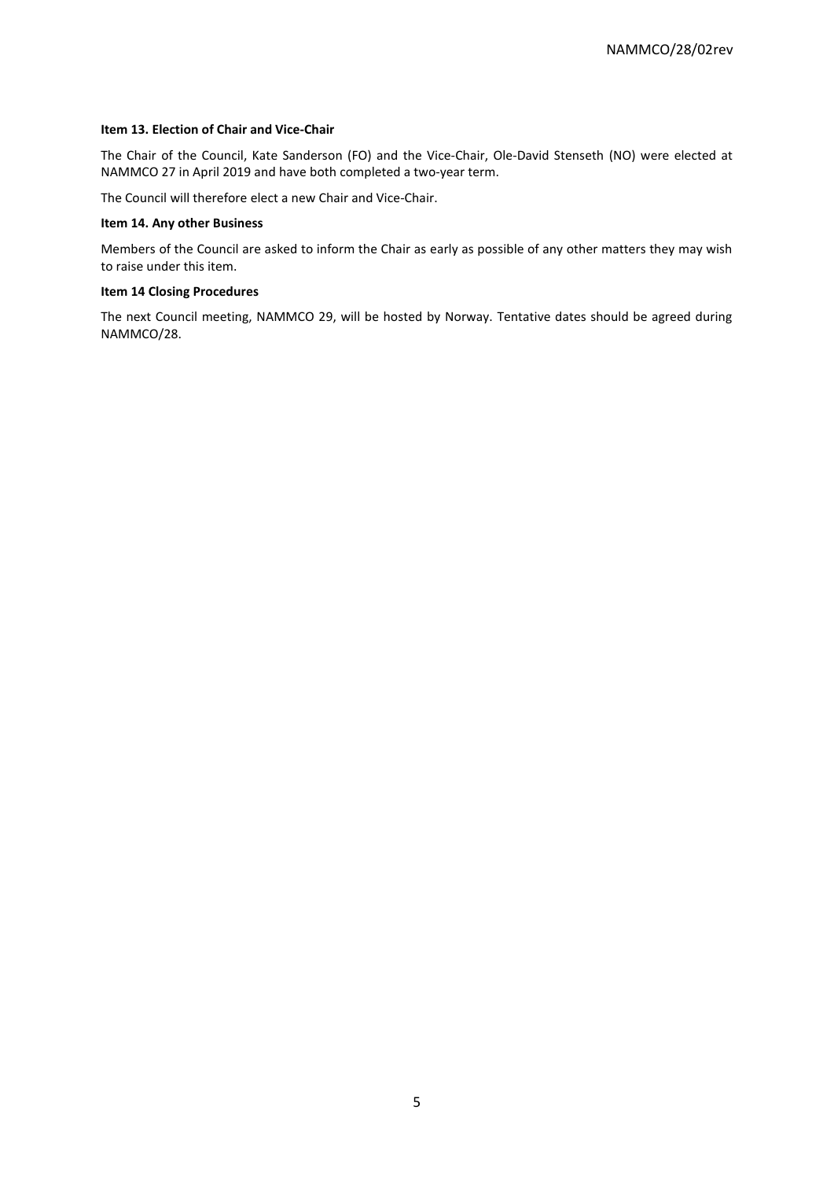**Item 13. Election of Chair and Vice-Chair**

The Chair of the Council, Kate Sanderson (FO) and the Vice-Chair, Ole-David Stenseth (NO) were elected at NAMMCO 27 in April 2019 and have both completed a two-year term.

The Council will therefore elect a new Chair and Vice-Chair.

**Item 14. Any other Business**

Members of the Council are asked to inform the Chair as early as possible of any other matters they may wish to raise under this item.

**Item 14 Closing Procedures**

The next Council meeting, NAMMCO 29, will be hosted by Norway. Tentative dates should be agreed during NAMMCO/28.